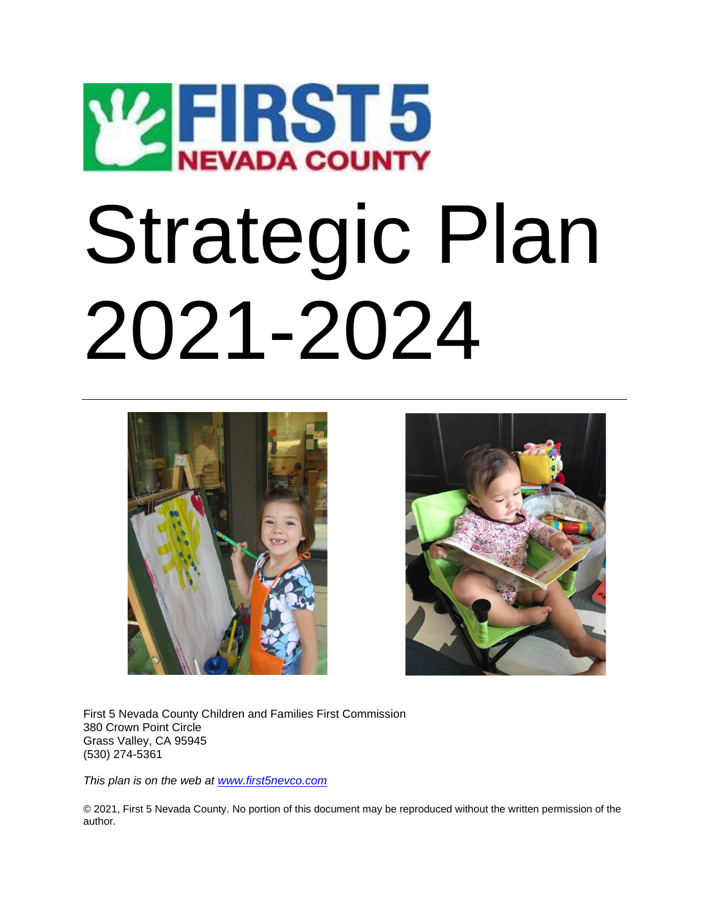FIRST 5 NEVADA COUNTY

# Strategic Plan 2021-2024

First 5 Nevada County Children and Families First Commission
380 Crown Point Circle
Grass Valley, CA 95945
(530) 274-5361

*This plan is on the web at [www.first5nevco.com](www.first5nevco.com)*

© 2021, First 5 Nevada County. No portion of this document may be reproduced without the written permission of the author.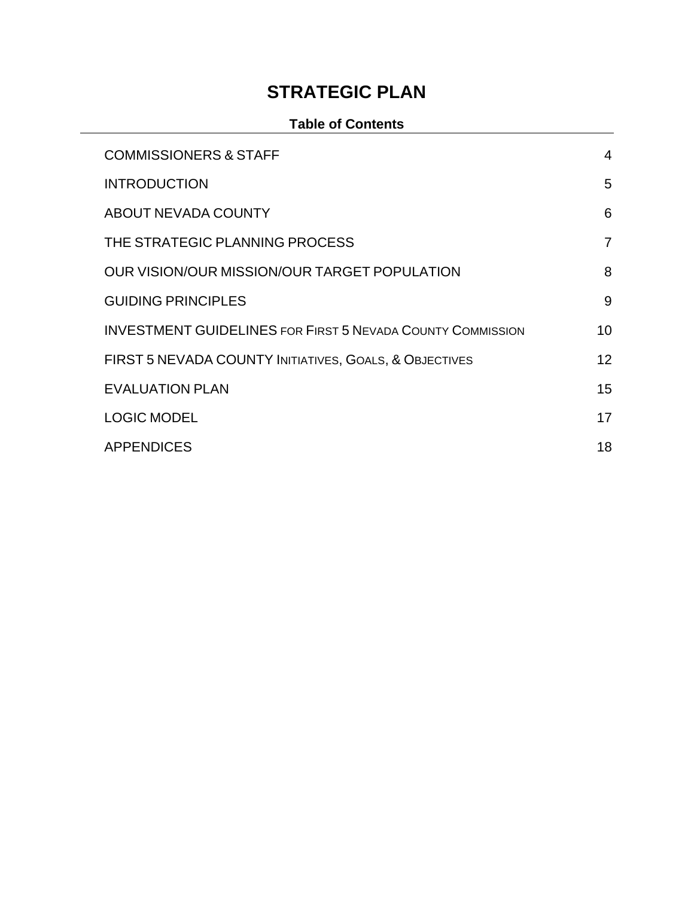# STRATEGIC PLAN

## Table of Contents

| | |
|---|---|
| COMMISSIONERS & STAFF | 4 |
| INTRODUCTION | 5 |
| ABOUT NEVADA COUNTY | 6 |
| THE STRATEGIC PLANNING PROCESS | 7 |
| OUR VISION/OUR MISSION/OUR TARGET POPULATION | 8 |
| GUIDING PRINCIPLES | 9 |
| INVESTMENT GUIDELINES FOR FIRST 5 NEVADA COUNTY COMMISSION | 10 |
| FIRST 5 NEVADA COUNTY INITIATIVES, GOALS, & OBJECTIVES | 12 |
| EVALUATION PLAN | 15 |
| LOGIC MODEL | 17 |
| APPENDICES | 18 |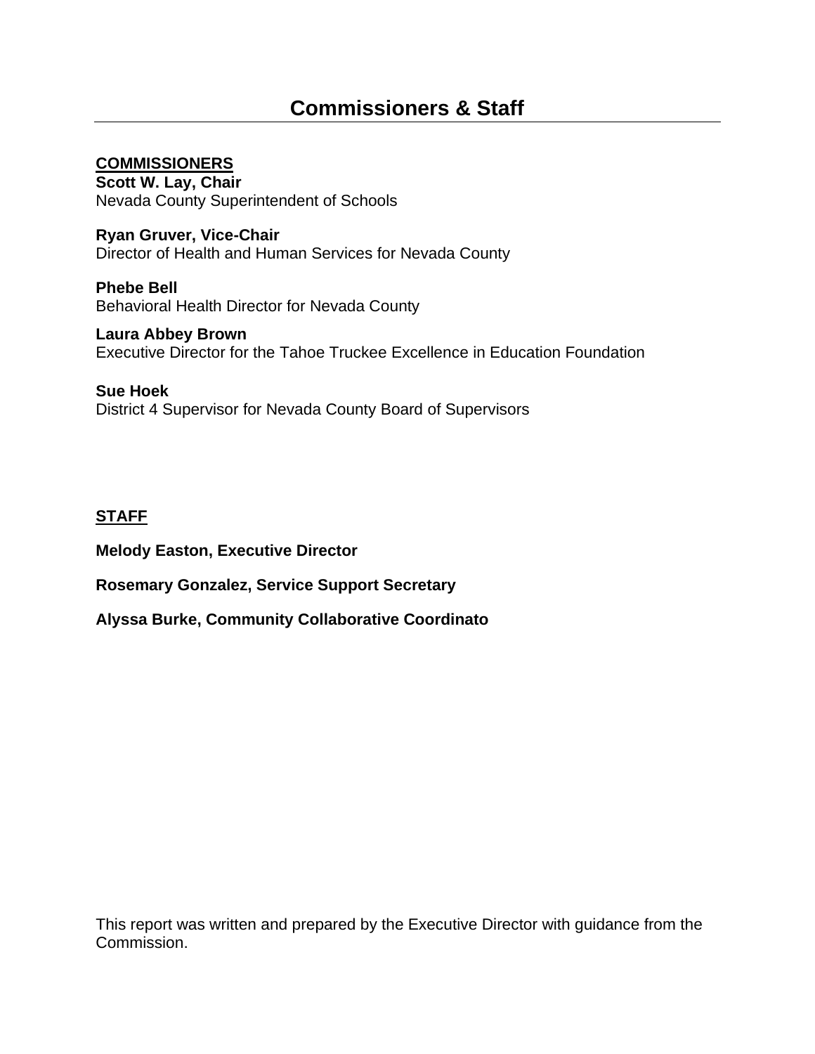# Commissioners & Staff

**COMMISSIONERS**

**Scott W. Lay, Chair**
Nevada County Superintendent of Schools

**Ryan Gruver, Vice-Chair**
Director of Health and Human Services for Nevada County

**Phebe Bell**
Behavioral Health Director for Nevada County

**Laura Abbey Brown**
Executive Director for the Tahoe Truckee Excellence in Education Foundation

**Sue Hoek**
District 4 Supervisor for Nevada County Board of Supervisors

**STAFF**

**Melody Easton, Executive Director**

**Rosemary Gonzalez, Service Support Secretary**

**Alyssa Burke, Community Collaborative Coordinato**

This report was written and prepared by the Executive Director with guidance from the Commission.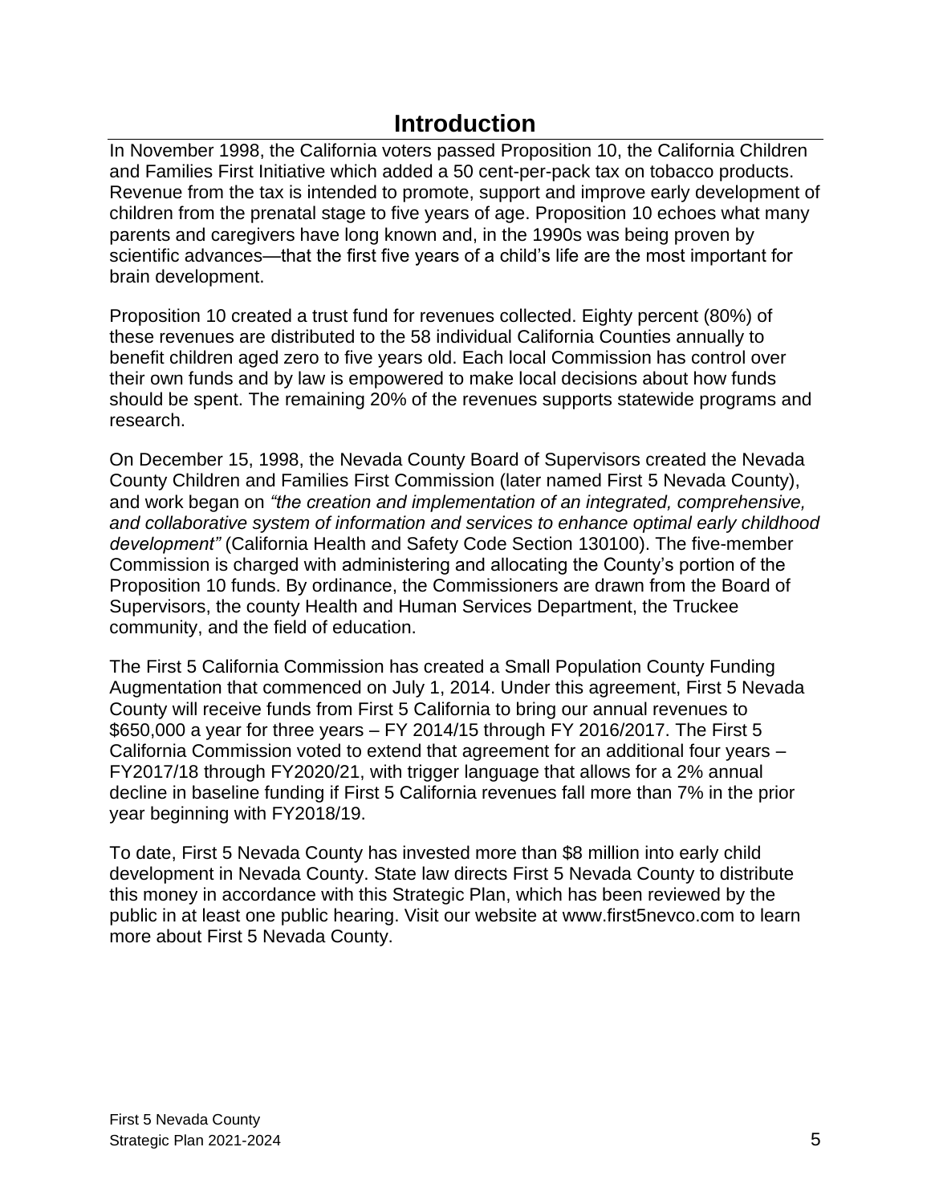# Introduction

In November 1998, the California voters passed Proposition 10, the California Children and Families First Initiative which added a 50 cent-per-pack tax on tobacco products. Revenue from the tax is intended to promote, support and improve early development of children from the prenatal stage to five years of age. Proposition 10 echoes what many parents and caregivers have long known and, in the 1990s was being proven by scientific advances—that the first five years of a child's life are the most important for brain development.

Proposition 10 created a trust fund for revenues collected. Eighty percent (80%) of these revenues are distributed to the 58 individual California Counties annually to benefit children aged zero to five years old. Each local Commission has control over their own funds and by law is empowered to make local decisions about how funds should be spent. The remaining 20% of the revenues supports statewide programs and research.

On December 15, 1998, the Nevada County Board of Supervisors created the Nevada County Children and Families First Commission (later named First 5 Nevada County), and work began on *"the creation and implementation of an integrated, comprehensive, and collaborative system of information and services to enhance optimal early childhood development"* (California Health and Safety Code Section 130100). The five-member Commission is charged with administering and allocating the County's portion of the Proposition 10 funds. By ordinance, the Commissioners are drawn from the Board of Supervisors, the county Health and Human Services Department, the Truckee community, and the field of education.

The First 5 California Commission has created a Small Population County Funding Augmentation that commenced on July 1, 2014. Under this agreement, First 5 Nevada County will receive funds from First 5 California to bring our annual revenues to $650,000 a year for three years – FY 2014/15 through FY 2016/2017. The First 5 California Commission voted to extend that agreement for an additional four years – FY2017/18 through FY2020/21, with trigger language that allows for a 2% annual decline in baseline funding if First 5 California revenues fall more than 7% in the prior year beginning with FY2018/19.

To date, First 5 Nevada County has invested more than $8 million into early child development in Nevada County. State law directs First 5 Nevada County to distribute this money in accordance with this Strategic Plan, which has been reviewed by the public in at least one public hearing. Visit our website at www.first5nevco.com to learn more about First 5 Nevada County.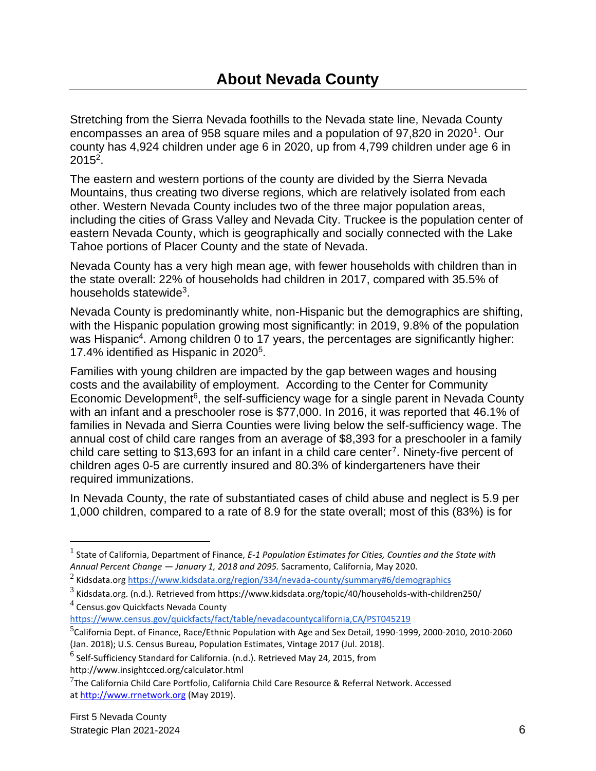# About Nevada County

Stretching from the Sierra Nevada foothills to the Nevada state line, Nevada County encompasses an area of 958 square miles and a population of 97,820 in 2020[1]. Our county has 4,924 children under age 6 in 2020, up from 4,799 children under age 6 in 2015[2].

The eastern and western portions of the county are divided by the Sierra Nevada Mountains, thus creating two diverse regions, which are relatively isolated from each other. Western Nevada County includes two of the three major population areas, including the cities of Grass Valley and Nevada City. Truckee is the population center of eastern Nevada County, which is geographically and socially connected with the Lake Tahoe portions of Placer County and the state of Nevada.

Nevada County has a very high mean age, with fewer households with children than in the state overall: 22% of households had children in 2017, compared with 35.5% of households statewide[3].

Nevada County is predominantly white, non-Hispanic but the demographics are shifting, with the Hispanic population growing most significantly: in 2019, 9.8% of the population was Hispanic[4]. Among children 0 to 17 years, the percentages are significantly higher: 17.4% identified as Hispanic in 2020[5].

Families with young children are impacted by the gap between wages and housing costs and the availability of employment. According to the Center for Community Economic Development[6], the self-sufficiency wage for a single parent in Nevada County with an infant and a preschooler rose is $77,000. In 2016, it was reported that 46.1% of families in Nevada and Sierra Counties were living below the self-sufficiency wage. The annual cost of child care ranges from an average of $8,393 for a preschooler in a family child care setting to $13,693 for an infant in a child care center[7]. Ninety-five percent of children ages 0-5 are currently insured and 80.3% of kindergarteners have their required immunizations.

In Nevada County, the rate of substantiated cases of child abuse and neglect is 5.9 per 1,000 children, compared to a rate of 8.9 for the state overall; most of this (83%) is for

---

[1] State of California, Department of Finance, *E-1 Population Estimates for Cities, Counties and the State with Annual Percent Change — January 1, 2018 and 2095.* Sacramento, California, May 2020.

[2] Kidsdata.org https://www.kidsdata.org/region/334/nevada-county/summary#6/demographics

[3] Kidsdata.org. (n.d.). Retrieved from https://www.kidsdata.org/topic/40/households-with-children250/

[4] Census.gov Quickfacts Nevada County https://www.census.gov/quickfacts/fact/table/nevadacountycalifornia,CA/PST045219

[5] California Dept. of Finance, Race/Ethnic Population with Age and Sex Detail, 1990-1999, 2000-2010, 2010-2060 (Jan. 2018); U.S. Census Bureau, Population Estimates, Vintage 2017 (Jul. 2018).

[6] Self-Sufficiency Standard for California. (n.d.). Retrieved May 24, 2015, from http://www.insightcced.org/calculator.html

[7] The California Child Care Portfolio, California Child Care Resource & Referral Network. Accessed at http://www.rrnetwork.org (May 2019).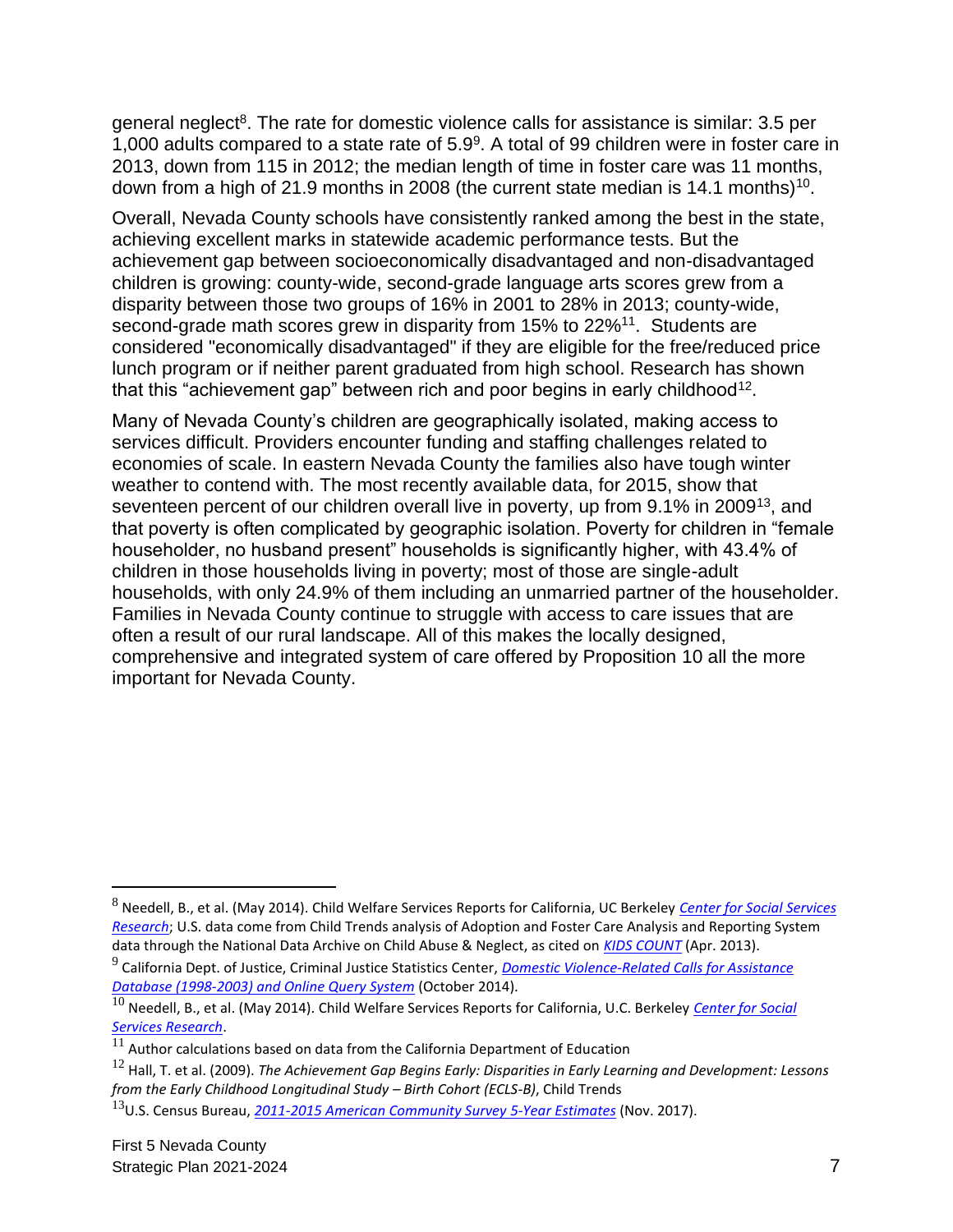general neglect[8]. The rate for domestic violence calls for assistance is similar: 3.5 per 1,000 adults compared to a state rate of 5.9[9]. A total of 99 children were in foster care in 2013, down from 115 in 2012; the median length of time in foster care was 11 months, down from a high of 21.9 months in 2008 (the current state median is 14.1 months)[10].

Overall, Nevada County schools have consistently ranked among the best in the state, achieving excellent marks in statewide academic performance tests. But the achievement gap between socioeconomically disadvantaged and non-disadvantaged children is growing: county-wide, second-grade language arts scores grew from a disparity between those two groups of 16% in 2001 to 28% in 2013; county-wide, second-grade math scores grew in disparity from 15% to 22%[11]. Students are considered "economically disadvantaged" if they are eligible for the free/reduced price lunch program or if neither parent graduated from high school. Research has shown that this "achievement gap" between rich and poor begins in early childhood[12].

Many of Nevada County's children are geographically isolated, making access to services difficult. Providers encounter funding and staffing challenges related to economies of scale. In eastern Nevada County the families also have tough winter weather to contend with. The most recently available data, for 2015, show that seventeen percent of our children overall live in poverty, up from 9.1% in 2009[13], and that poverty is often complicated by geographic isolation. Poverty for children in "female householder, no husband present" households is significantly higher, with 43.4% of children in those households living in poverty; most of those are single-adult households, with only 24.9% of them including an unmarried partner of the householder. Families in Nevada County continue to struggle with access to care issues that are often a result of our rural landscape. All of this makes the locally designed, comprehensive and integrated system of care offered by Proposition 10 all the more important for Nevada County.

---

[8] Needell, B., et al. (May 2014). Child Welfare Services Reports for California, UC Berkeley *Center for Social Services Research*; U.S. data come from Child Trends analysis of Adoption and Foster Care Analysis and Reporting System data through the National Data Archive on Child Abuse & Neglect, as cited on *KIDS COUNT* (Apr. 2013).

[9] California Dept. of Justice, Criminal Justice Statistics Center, *Domestic Violence-Related Calls for Assistance Database (1998-2003) and Online Query System* (October 2014).

[10] Needell, B., et al. (May 2014). Child Welfare Services Reports for California, U.C. Berkeley *Center for Social Services Research*.

[11] Author calculations based on data from the California Department of Education

[12] Hall, T. et al. (2009). *The Achievement Gap Begins Early: Disparities in Early Learning and Development: Lessons from the Early Childhood Longitudinal Study – Birth Cohort (ECLS-B)*, Child Trends

[13] U.S. Census Bureau, *2011-2015 American Community Survey 5-Year Estimates* (Nov. 2017).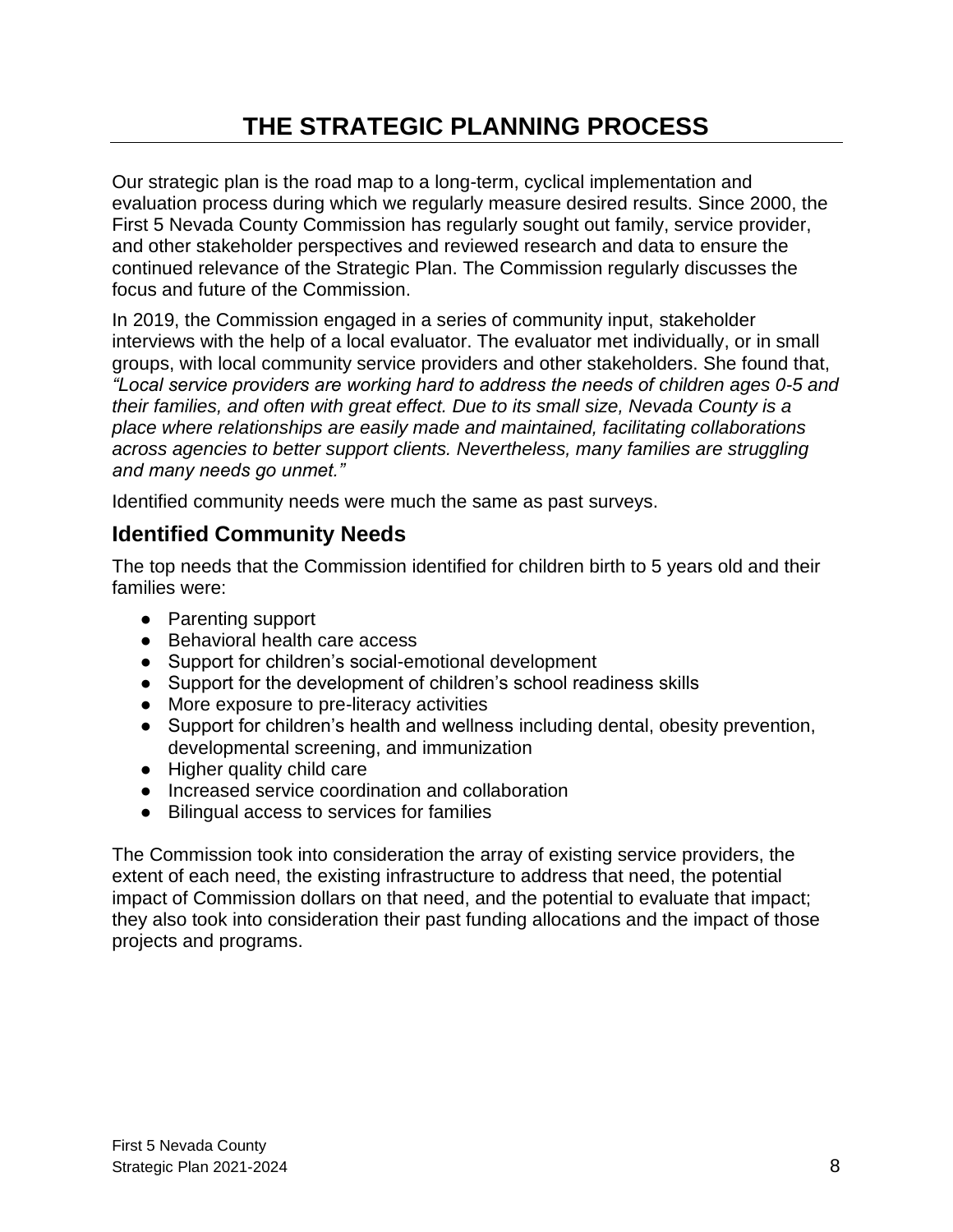# THE STRATEGIC PLANNING PROCESS

Our strategic plan is the road map to a long-term, cyclical implementation and evaluation process during which we regularly measure desired results. Since 2000, the First 5 Nevada County Commission has regularly sought out family, service provider, and other stakeholder perspectives and reviewed research and data to ensure the continued relevance of the Strategic Plan. The Commission regularly discusses the focus and future of the Commission.

In 2019, the Commission engaged in a series of community input, stakeholder interviews with the help of a local evaluator. The evaluator met individually, or in small groups, with local community service providers and other stakeholders. She found that, *"Local service providers are working hard to address the needs of children ages 0-5 and their families, and often with great effect. Due to its small size, Nevada County is a place where relationships are easily made and maintained, facilitating collaborations across agencies to better support clients. Nevertheless, many families are struggling and many needs go unmet."*

Identified community needs were much the same as past surveys.

## Identified Community Needs

The top needs that the Commission identified for children birth to 5 years old and their families were:

- Parenting support
- Behavioral health care access
- Support for children's social-emotional development
- Support for the development of children's school readiness skills
- More exposure to pre-literacy activities
- Support for children's health and wellness including dental, obesity prevention, developmental screening, and immunization
- Higher quality child care
- Increased service coordination and collaboration
- Bilingual access to services for families

The Commission took into consideration the array of existing service providers, the extent of each need, the existing infrastructure to address that need, the potential impact of Commission dollars on that need, and the potential to evaluate that impact; they also took into consideration their past funding allocations and the impact of those projects and programs.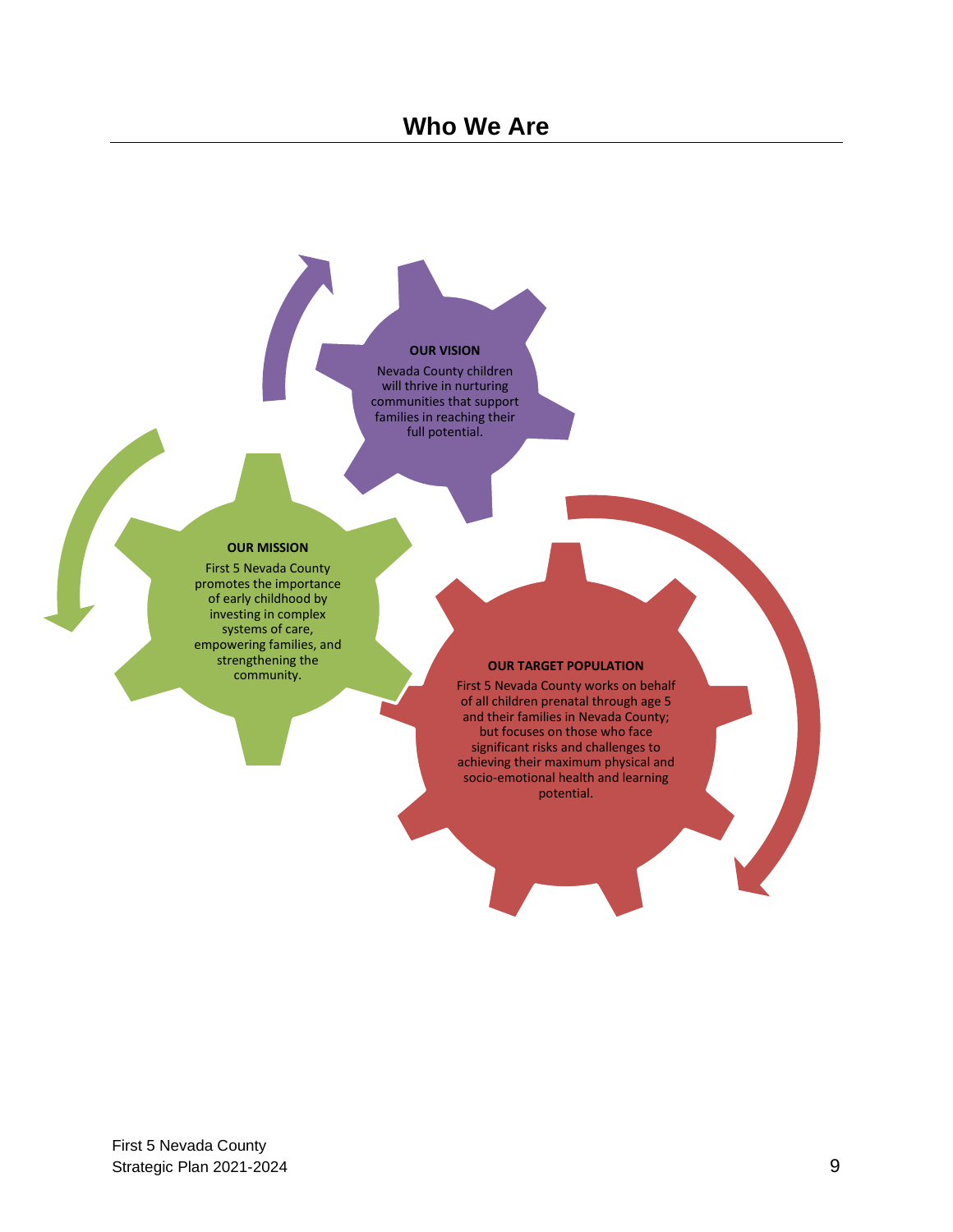# Who We Are

**OUR VISION**

Nevada County children will thrive in nurturing communities that support families in reaching their full potential.

**OUR MISSION**

First 5 Nevada County promotes the importance of early childhood by investing in complex systems of care, empowering families, and strengthening the community.

**OUR TARGET POPULATION**

First 5 Nevada County works on behalf of all children prenatal through age 5 and their families in Nevada County; but focuses on those who face significant risks and challenges to achieving their maximum physical and socio-emotional health and learning potential.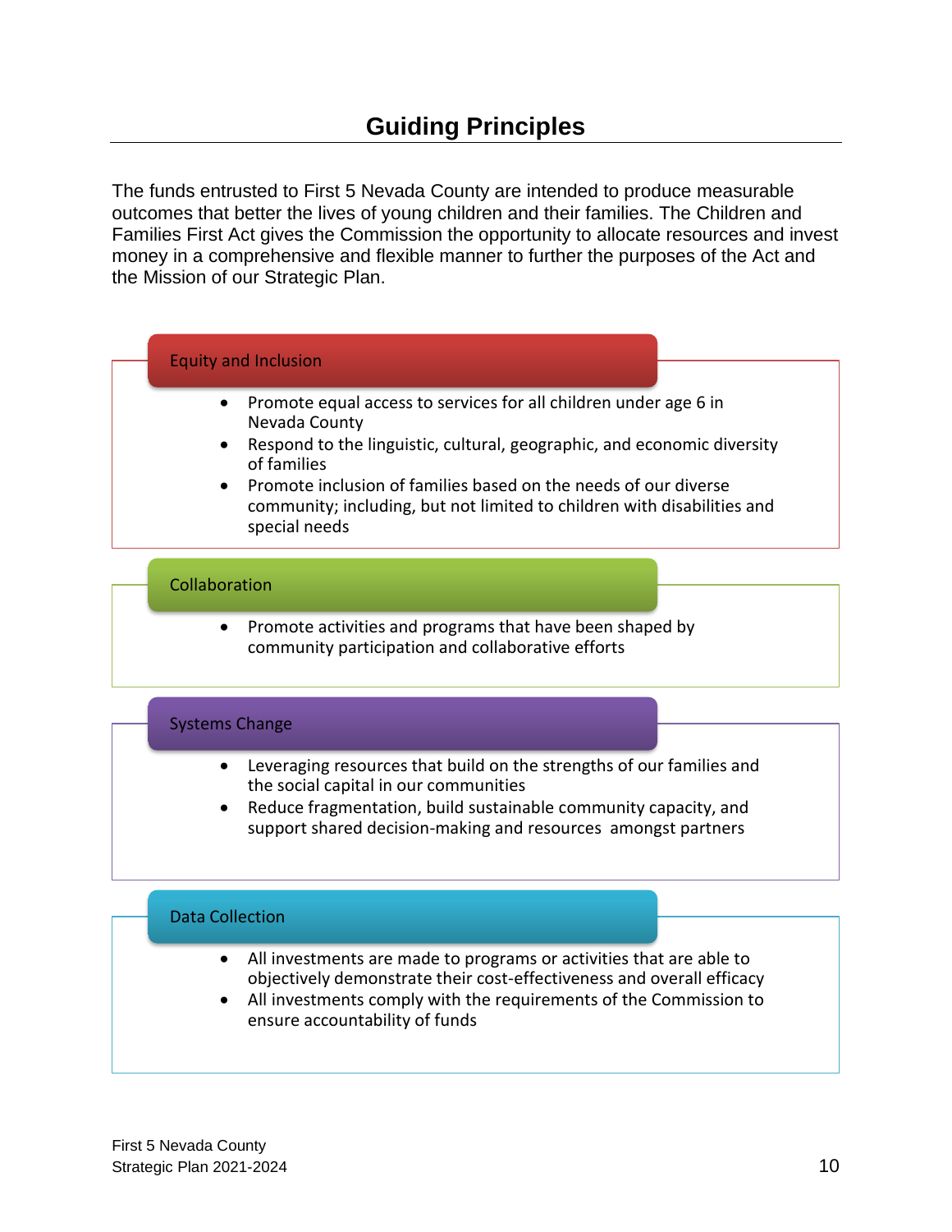# Guiding Principles

The funds entrusted to First 5 Nevada County are intended to produce measurable outcomes that better the lives of young children and their families. The Children and Families First Act gives the Commission the opportunity to allocate resources and invest money in a comprehensive and flexible manner to further the purposes of the Act and the Mission of our Strategic Plan.

## Equity and Inclusion

- Promote equal access to services for all children under age 6 in Nevada County
- Respond to the linguistic, cultural, geographic, and economic diversity of families
- Promote inclusion of families based on the needs of our diverse community; including, but not limited to children with disabilities and special needs

## Collaboration

- Promote activities and programs that have been shaped by community participation and collaborative efforts

## Systems Change

- Leveraging resources that build on the strengths of our families and the social capital in our communities
- Reduce fragmentation, build sustainable community capacity, and support shared decision-making and resources amongst partners

## Data Collection

- All investments are made to programs or activities that are able to objectively demonstrate their cost-effectiveness and overall efficacy
- All investments comply with the requirements of the Commission to ensure accountability of funds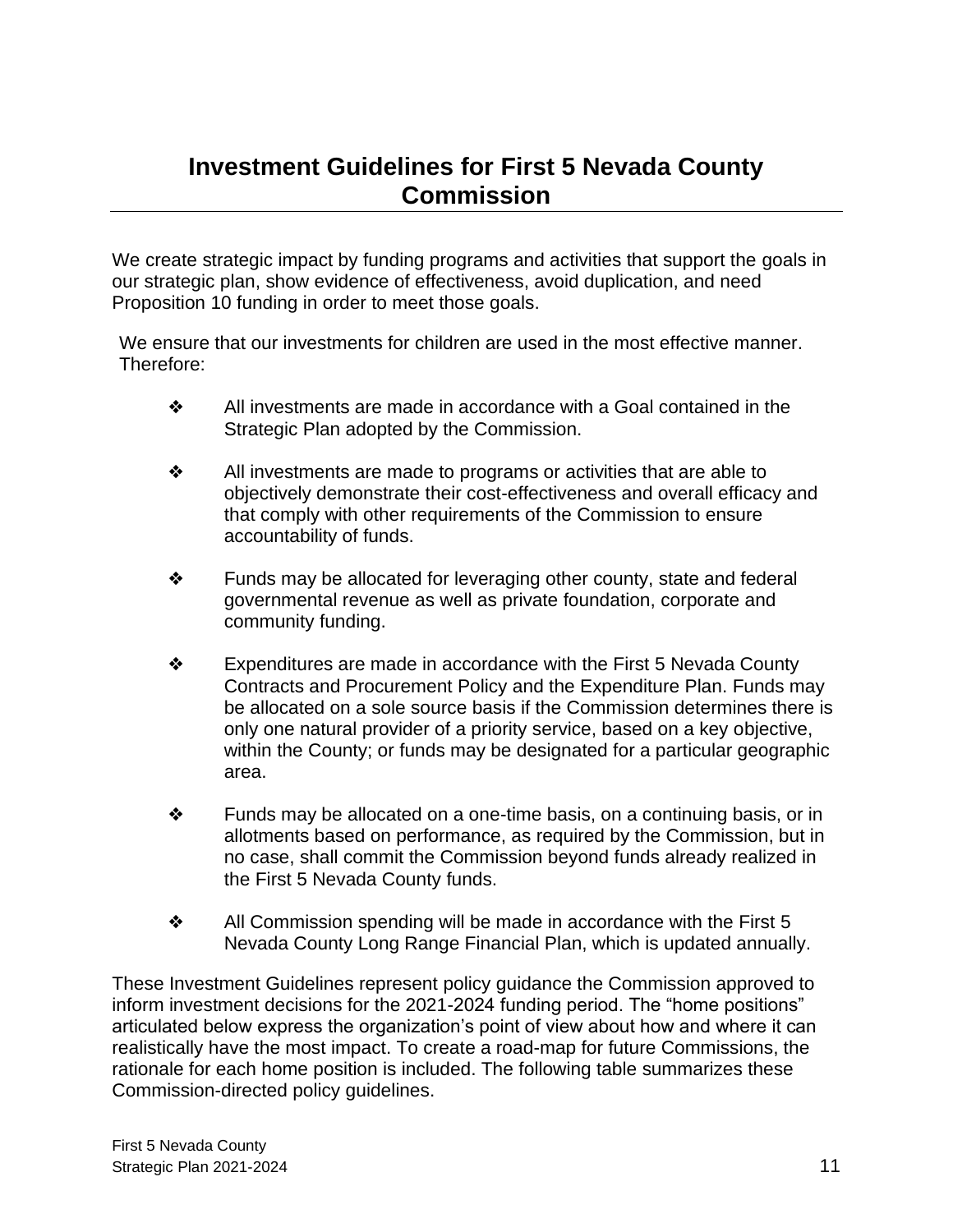# Investment Guidelines for First 5 Nevada County Commission

We create strategic impact by funding programs and activities that support the goals in our strategic plan, show evidence of effectiveness, avoid duplication, and need Proposition 10 funding in order to meet those goals.

We ensure that our investments for children are used in the most effective manner. Therefore:

- All investments are made in accordance with a Goal contained in the Strategic Plan adopted by the Commission.
- All investments are made to programs or activities that are able to objectively demonstrate their cost-effectiveness and overall efficacy and that comply with other requirements of the Commission to ensure accountability of funds.
- Funds may be allocated for leveraging other county, state and federal governmental revenue as well as private foundation, corporate and community funding.
- Expenditures are made in accordance with the First 5 Nevada County Contracts and Procurement Policy and the Expenditure Plan. Funds may be allocated on a sole source basis if the Commission determines there is only one natural provider of a priority service, based on a key objective, within the County; or funds may be designated for a particular geographic area.
- Funds may be allocated on a one-time basis, on a continuing basis, or in allotments based on performance, as required by the Commission, but in no case, shall commit the Commission beyond funds already realized in the First 5 Nevada County funds.
- All Commission spending will be made in accordance with the First 5 Nevada County Long Range Financial Plan, which is updated annually.

These Investment Guidelines represent policy guidance the Commission approved to inform investment decisions for the 2021-2024 funding period. The "home positions" articulated below express the organization's point of view about how and where it can realistically have the most impact. To create a road-map for future Commissions, the rationale for each home position is included. The following table summarizes these Commission-directed policy guidelines.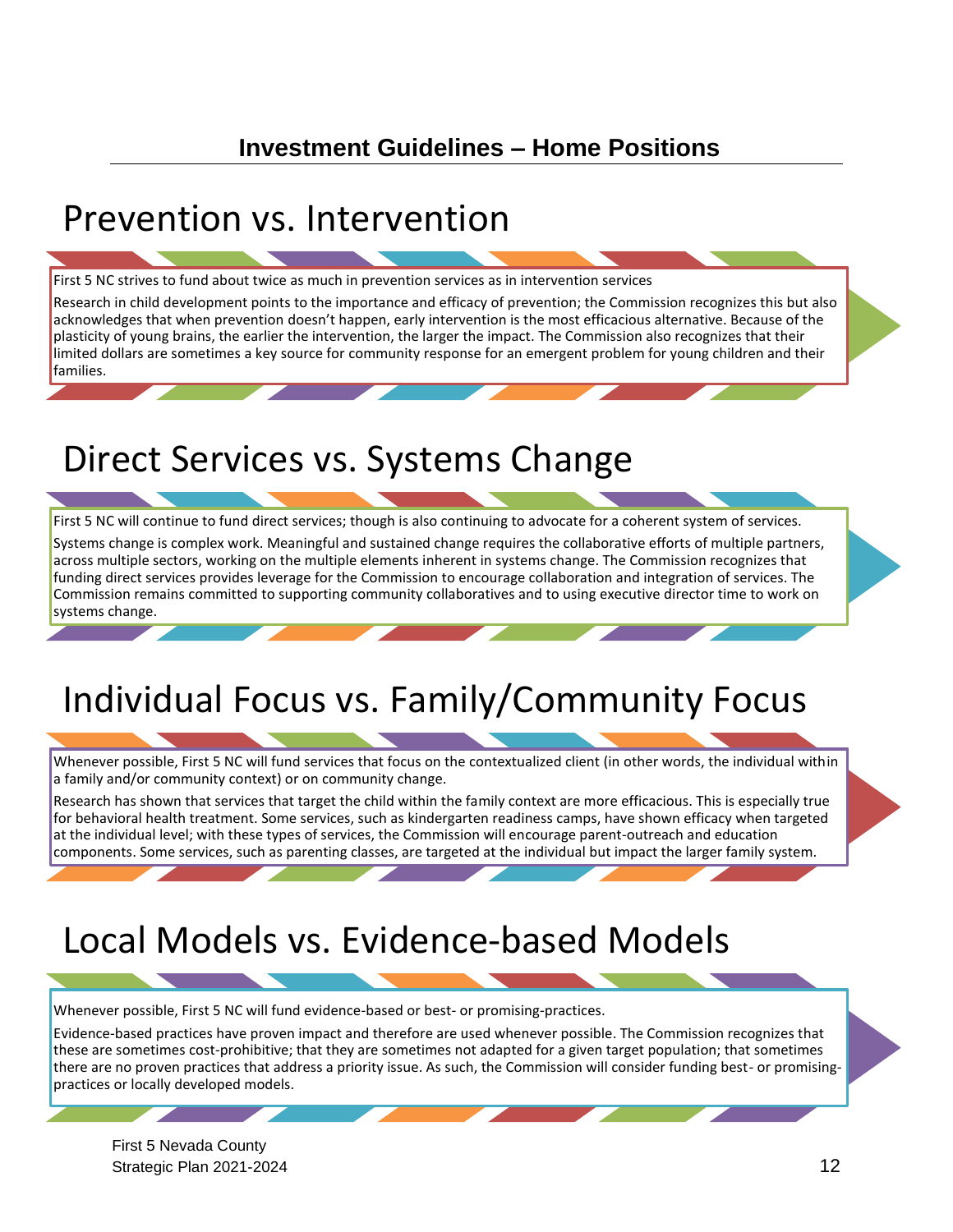## Investment Guidelines – Home Positions

# Prevention vs. Intervention

First 5 NC strives to fund about twice as much in prevention services as in intervention services

Research in child development points to the importance and efficacy of prevention; the Commission recognizes this but also acknowledges that when prevention doesn't happen, early intervention is the most efficacious alternative. Because of the plasticity of young brains, the earlier the intervention, the larger the impact. The Commission also recognizes that their limited dollars are sometimes a key source for community response for an emergent problem for young children and their families.

# Direct Services vs. Systems Change

First 5 NC will continue to fund direct services; though is also continuing to advocate for a coherent system of services.

Systems change is complex work. Meaningful and sustained change requires the collaborative efforts of multiple partners, across multiple sectors, working on the multiple elements inherent in systems change. The Commission recognizes that funding direct services provides leverage for the Commission to encourage collaboration and integration of services. The Commission remains committed to supporting community collaboratives and to using executive director time to work on systems change.

# Individual Focus vs. Family/Community Focus

Whenever possible, First 5 NC will fund services that focus on the contextualized client (in other words, the individual within a family and/or community context) or on community change.

Research has shown that services that target the child within the family context are more efficacious. This is especially true for behavioral health treatment. Some services, such as kindergarten readiness camps, have shown efficacy when targeted at the individual level; with these types of services, the Commission will encourage parent-outreach and education components. Some services, such as parenting classes, are targeted at the individual but impact the larger family system.

# Local Models vs. Evidence-based Models

Whenever possible, First 5 NC will fund evidence-based or best- or promising-practices.

Evidence-based practices have proven impact and therefore are used whenever possible. The Commission recognizes that these are sometimes cost-prohibitive; that they are sometimes not adapted for a given target population; that sometimes there are no proven practices that address a priority issue. As such, the Commission will consider funding best- or promising-practices or locally developed models.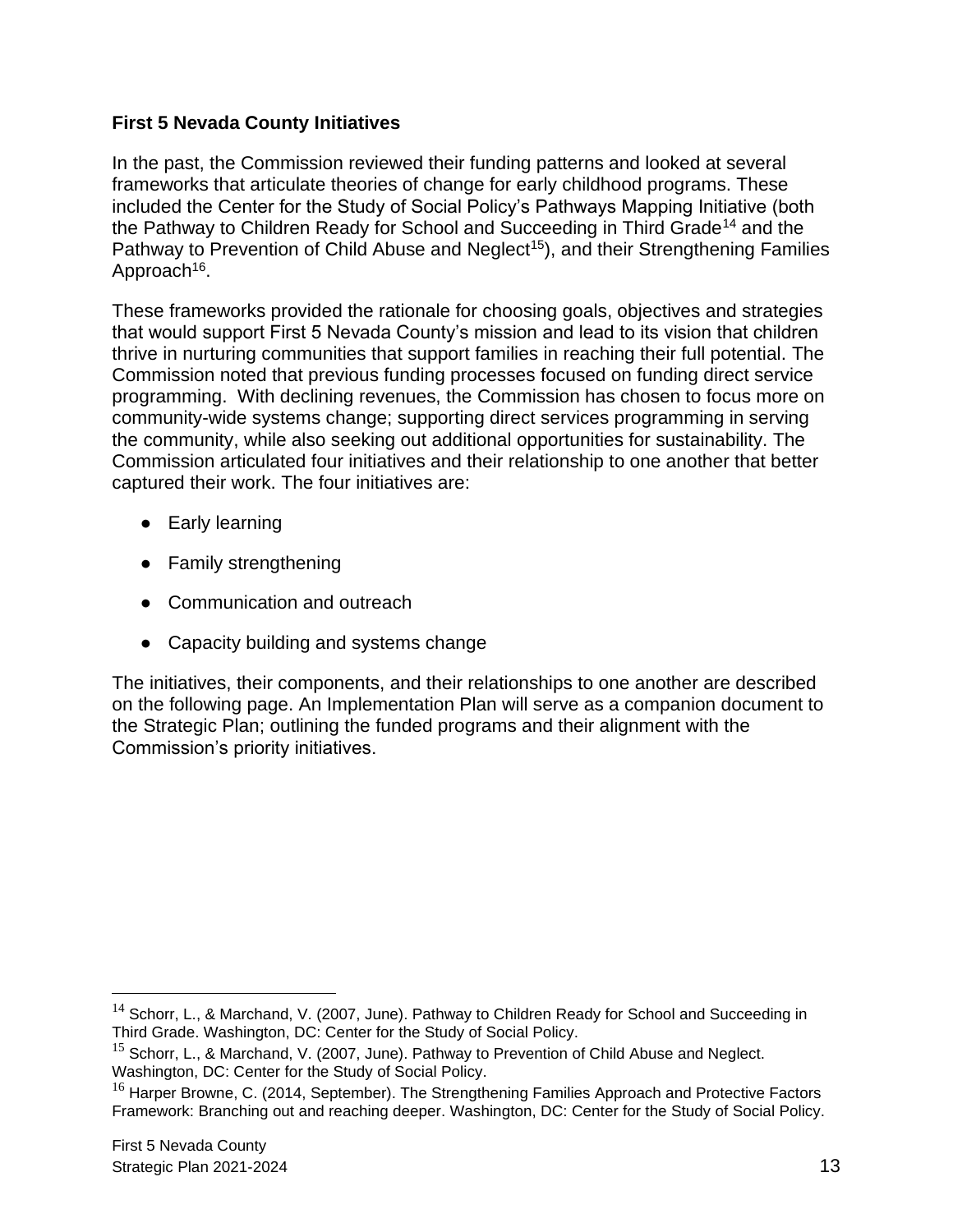**First 5 Nevada County Initiatives**

In the past, the Commission reviewed their funding patterns and looked at several frameworks that articulate theories of change for early childhood programs. These included the Center for the Study of Social Policy's Pathways Mapping Initiative (both the Pathway to Children Ready for School and Succeeding in Third Grade[14] and the Pathway to Prevention of Child Abuse and Neglect[15]), and their Strengthening Families Approach[16].

These frameworks provided the rationale for choosing goals, objectives and strategies that would support First 5 Nevada County's mission and lead to its vision that children thrive in nurturing communities that support families in reaching their full potential. The Commission noted that previous funding processes focused on funding direct service programming. With declining revenues, the Commission has chosen to focus more on community-wide systems change; supporting direct services programming in serving the community, while also seeking out additional opportunities for sustainability. The Commission articulated four initiatives and their relationship to one another that better captured their work. The four initiatives are:

- Early learning
- Family strengthening
- Communication and outreach
- Capacity building and systems change

The initiatives, their components, and their relationships to one another are described on the following page. An Implementation Plan will serve as a companion document to the Strategic Plan; outlining the funded programs and their alignment with the Commission's priority initiatives.

---

[14] Schorr, L., & Marchand, V. (2007, June). Pathway to Children Ready for School and Succeeding in Third Grade. Washington, DC: Center for the Study of Social Policy.

[15] Schorr, L., & Marchand, V. (2007, June). Pathway to Prevention of Child Abuse and Neglect. Washington, DC: Center for the Study of Social Policy.

[16] Harper Browne, C. (2014, September). The Strengthening Families Approach and Protective Factors Framework: Branching out and reaching deeper. Washington, DC: Center for the Study of Social Policy.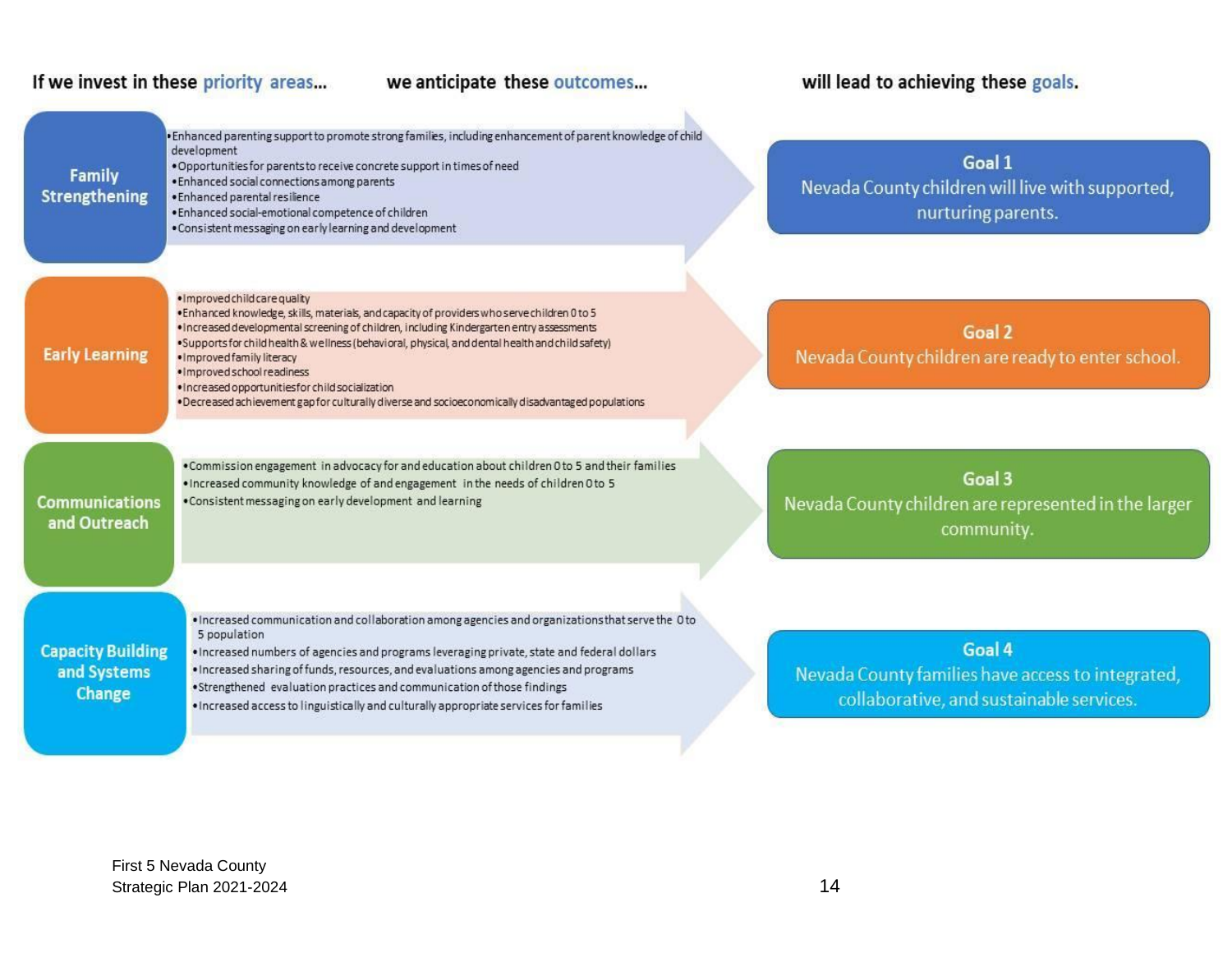**If we invest in these priority areas... we anticipate these outcomes... will lead to achieving these goals.**

## Family Strengthening

- Enhanced parenting support to promote strong families, including enhancement of parent knowledge of child development
- Opportunities for parents to receive concrete support in times of need
- Enhanced social connections among parents
- Enhanced parental resilience
- Enhanced social-emotional competence of children
- Consistent messaging on early learning and development

**Goal 1**
Nevada County children will live with supported, nurturing parents.

## Early Learning

- Improved child care quality
- Enhanced knowledge, skills, materials, and capacity of providers who serve children 0 to 5
- Increased developmental screening of children, including Kindergarten entry assessments
- Supports for child health & wellness (behavioral, physical, and dental health and child safety)
- Improved family literacy
- Improved school readiness
- Increased opportunities for child socialization
- Decreased achievement gap for culturally diverse and socioeconomically disadvantaged populations

**Goal 2**
Nevada County children are ready to enter school.

## Communications and Outreach

- Commission engagement in advocacy for and education about children 0 to 5 and their families
- Increased community knowledge of and engagement in the needs of children 0 to 5
- Consistent messaging on early development and learning

**Goal 3**
Nevada County children are represented in the larger community.

## Capacity Building and Systems Change

- Increased communication and collaboration among agencies and organizations that serve the 0 to 5 population
- Increased numbers of agencies and programs leveraging private, state and federal dollars
- Increased sharing of funds, resources, and evaluations among agencies and programs
- Strengthened evaluation practices and communication of those findings
- Increased access to linguistically and culturally appropriate services for families

**Goal 4**
Nevada County families have access to integrated, collaborative, and sustainable services.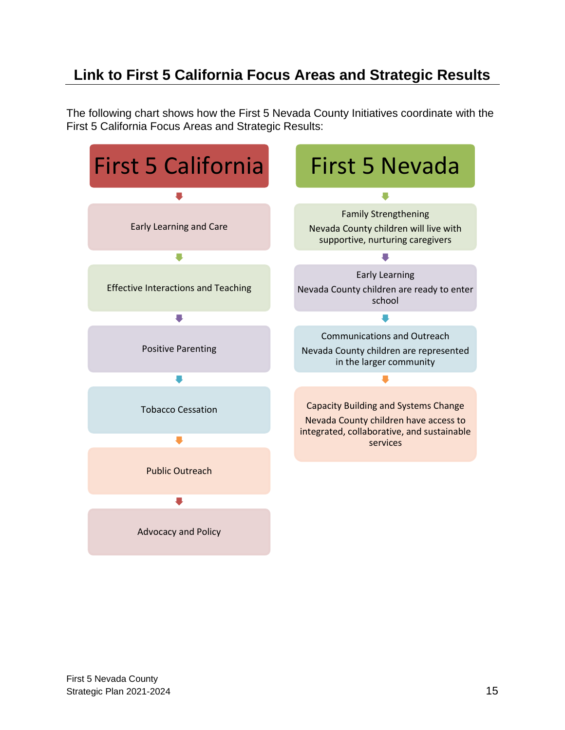## Link to First 5 California Focus Areas and Strategic Results

The following chart shows how the First 5 Nevada County Initiatives coordinate with the First 5 California Focus Areas and Strategic Results:

| First 5 California | First 5 Nevada |
| --- | --- |
| Early Learning and Care | Family Strengthening<br>Nevada County children will live with supportive, nurturing caregivers |
| Effective Interactions and Teaching | Early Learning<br>Nevada County children are ready to enter school |
| Positive Parenting | Communications and Outreach<br>Nevada County children are represented in the larger community |
| Tobacco Cessation | Capacity Building and Systems Change<br>Nevada County children have access to integrated, collaborative, and sustainable services |
| Public Outreach | |
| Advocacy and Policy | |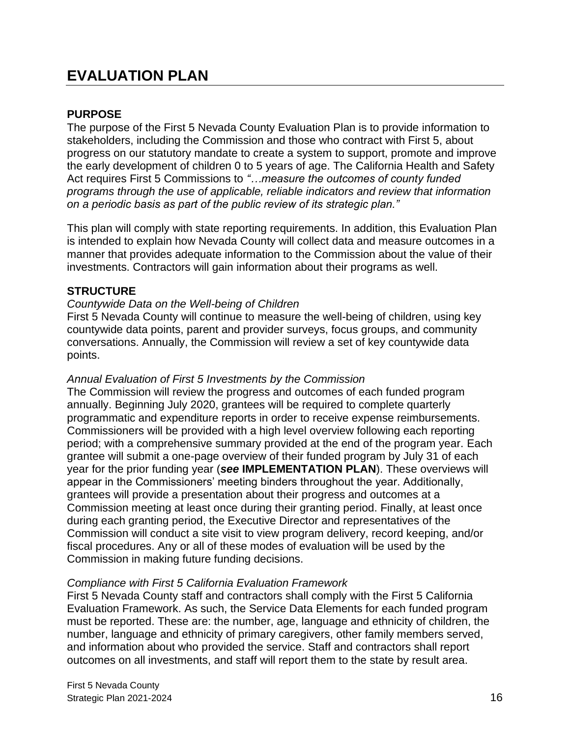# EVALUATION PLAN

## PURPOSE

The purpose of the First 5 Nevada County Evaluation Plan is to provide information to stakeholders, including the Commission and those who contract with First 5, about progress on our statutory mandate to create a system to support, promote and improve the early development of children 0 to 5 years of age. The California Health and Safety Act requires First 5 Commissions to *"…measure the outcomes of county funded programs through the use of applicable, reliable indicators and review that information on a periodic basis as part of the public review of its strategic plan."*

This plan will comply with state reporting requirements. In addition, this Evaluation Plan is intended to explain how Nevada County will collect data and measure outcomes in a manner that provides adequate information to the Commission about the value of their investments. Contractors will gain information about their programs as well.

## STRUCTURE

*Countywide Data on the Well-being of Children*

First 5 Nevada County will continue to measure the well-being of children, using key countywide data points, parent and provider surveys, focus groups, and community conversations. Annually, the Commission will review a set of key countywide data points.

*Annual Evaluation of First 5 Investments by the Commission*

The Commission will review the progress and outcomes of each funded program annually. Beginning July 2020, grantees will be required to complete quarterly programmatic and expenditure reports in order to receive expense reimbursements. Commissioners will be provided with a high level overview following each reporting period; with a comprehensive summary provided at the end of the program year. Each grantee will submit a one-page overview of their funded program by July 31 of each year for the prior funding year (***see* IMPLEMENTATION PLAN**). These overviews will appear in the Commissioners' meeting binders throughout the year. Additionally, grantees will provide a presentation about their progress and outcomes at a Commission meeting at least once during their granting period. Finally, at least once during each granting period, the Executive Director and representatives of the Commission will conduct a site visit to view program delivery, record keeping, and/or fiscal procedures. Any or all of these modes of evaluation will be used by the Commission in making future funding decisions.

*Compliance with First 5 California Evaluation Framework*

First 5 Nevada County staff and contractors shall comply with the First 5 California Evaluation Framework. As such, the Service Data Elements for each funded program must be reported. These are: the number, age, language and ethnicity of children, the number, language and ethnicity of primary caregivers, other family members served, and information about who provided the service. Staff and contractors shall report outcomes on all investments, and staff will report them to the state by result area.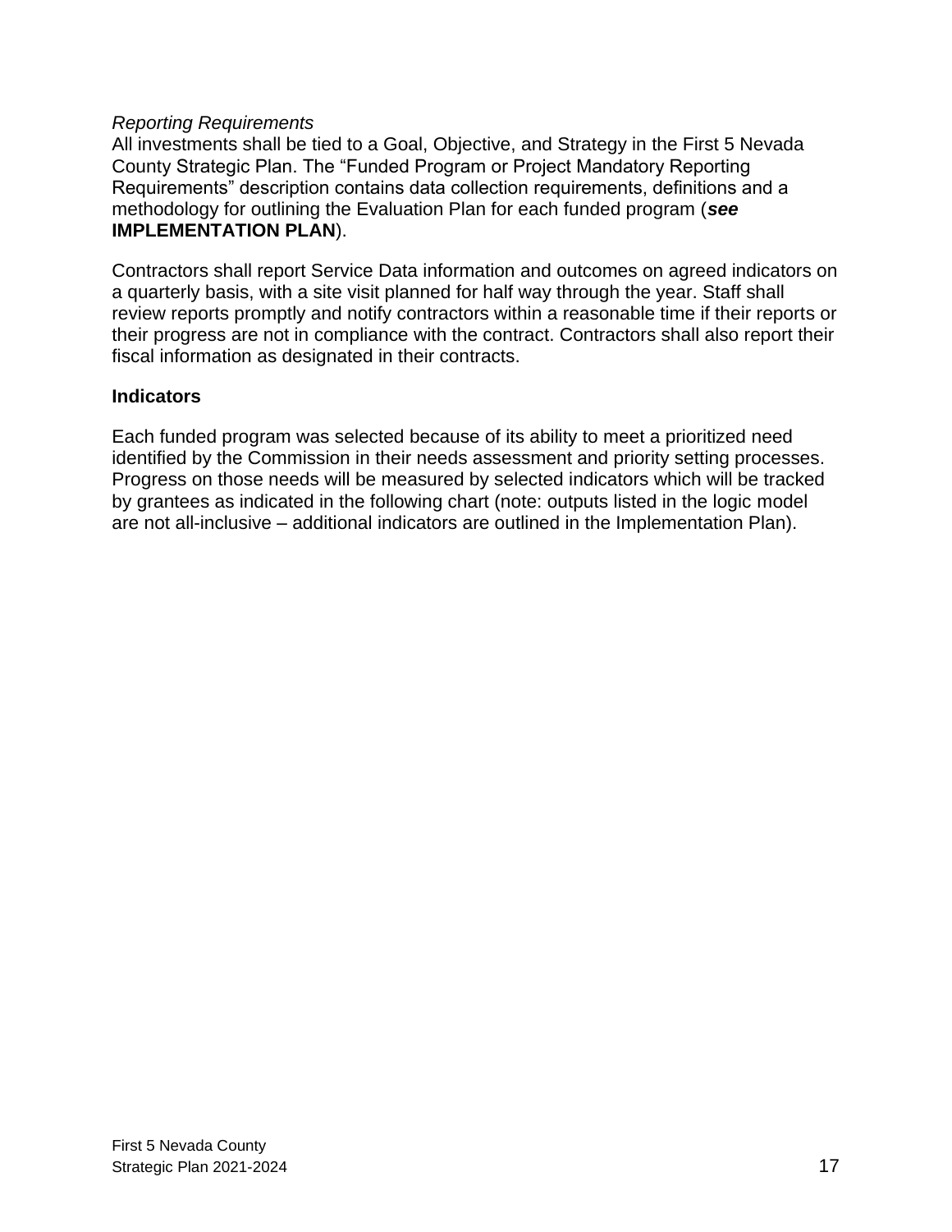*Reporting Requirements*
All investments shall be tied to a Goal, Objective, and Strategy in the First 5 Nevada County Strategic Plan. The "Funded Program or Project Mandatory Reporting Requirements" description contains data collection requirements, definitions and a methodology for outlining the Evaluation Plan for each funded program (***see* IMPLEMENTATION PLAN**).

Contractors shall report Service Data information and outcomes on agreed indicators on a quarterly basis, with a site visit planned for half way through the year. Staff shall review reports promptly and notify contractors within a reasonable time if their reports or their progress are not in compliance with the contract. Contractors shall also report their fiscal information as designated in their contracts.

### Indicators

Each funded program was selected because of its ability to meet a prioritized need identified by the Commission in their needs assessment and priority setting processes. Progress on those needs will be measured by selected indicators which will be tracked by grantees as indicated in the following chart (note: outputs listed in the logic model are not all-inclusive – additional indicators are outlined in the Implementation Plan).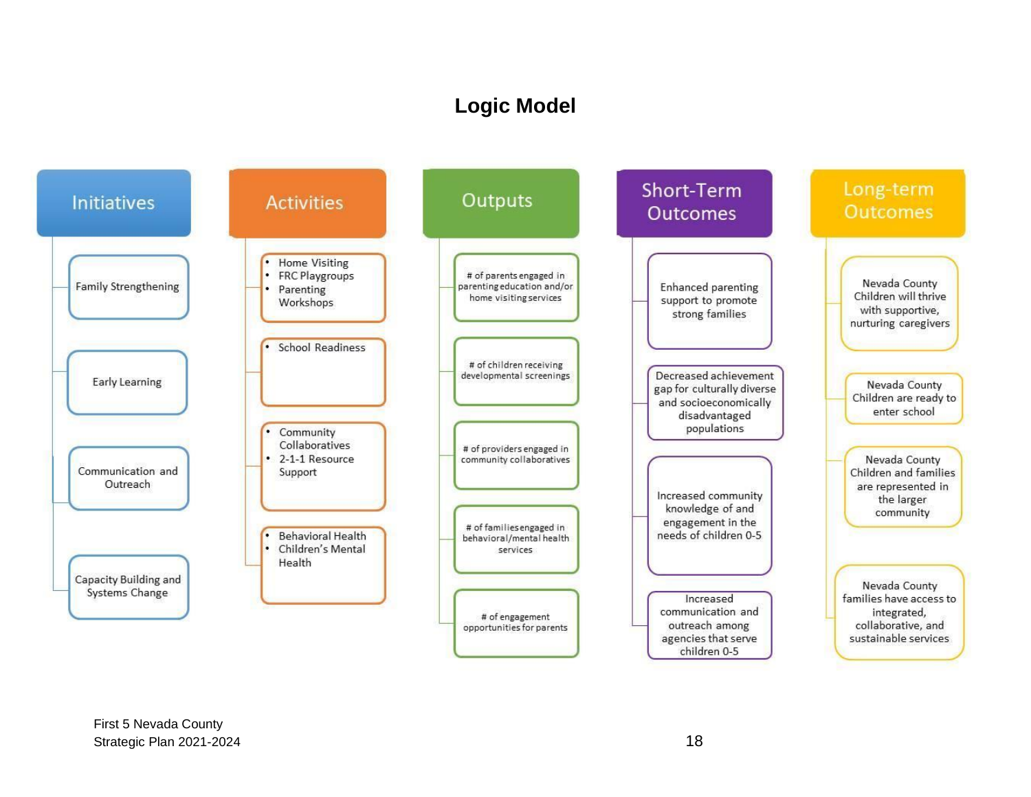# Logic Model

| Initiatives | Activities | Outputs | Short-Term Outcomes | Long-term Outcomes |
|---|---|---|---|---|
| Family Strengthening | • Home Visiting<br>• FRC Playgroups<br>• Parenting Workshops | # of parents engaged in parenting education and/or home visiting services | Enhanced parenting support to promote strong families | Nevada County Children will thrive with supportive, nurturing caregivers |
| Early Learning | • School Readiness | # of children receiving developmental screenings | Decreased achievement gap for culturally diverse and socioeconomically disadvantaged populations | Nevada County Children are ready to enter school |
| Communication and Outreach | • Community Collaboratives<br>• 2-1-1 Resource Support | # of providers engaged in community collaboratives | Increased community knowledge of and engagement in the needs of children 0-5 | Nevada County Children and families are represented in the larger community |
| Capacity Building and Systems Change | • Behavioral Health<br>• Children's Mental Health | # of families engaged in behavioral/mental health services | Increased communication and outreach among agencies that serve children 0-5 | Nevada County families have access to integrated, collaborative, and sustainable services |
| | | # of engagement opportunities for parents | | |

First 5 Nevada County
Strategic Plan 2021-2024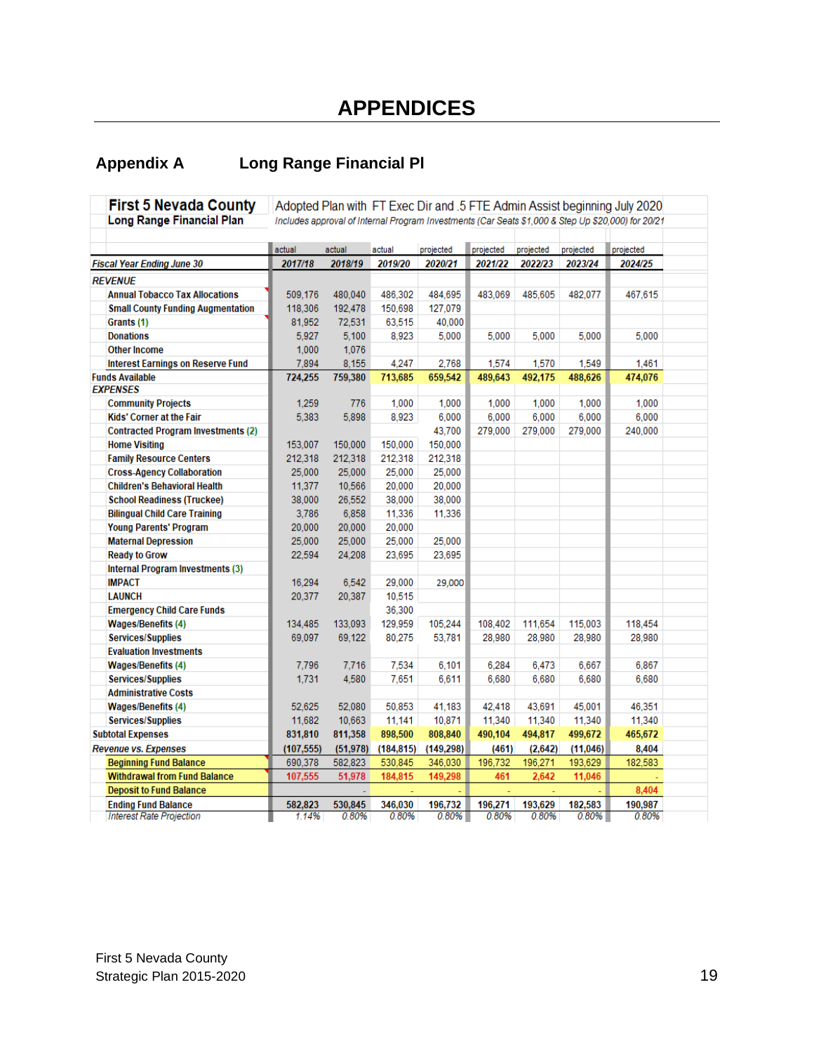# APPENDICES

## Appendix A Long Range Financial Pl

**First 5 Nevada County**
**Long Range Financial Plan**

Adopted Plan with FT Exec Dir and .5 FTE Admin Assist beginning July 2020
*Includes approval of Internal Program Investments (Car Seats $1,000 & Step Up $20,000) for 20/21*

| | actual | actual | actual | projected | projected | projected | projected | projected |
|---|---|---|---|---|---|---|---|---|
| *Fiscal Year Ending June 30* | *2017/18* | *2018/19* | *2019/20* | *2020/21* | *2021/22* | *2022/23* | *2023/24* | *2024/25* |
| ***REVENUE*** | | | | | | | | |
| Annual Tobacco Tax Allocations | 509,176 | 480,040 | 486,302 | 484,695 | 483,069 | 485,605 | 482,077 | 467,615 |
| Small County Funding Augmentation | 118,306 | 192,478 | 150,698 | 127,079 | | | | |
| Grants (1) | 81,952 | 72,531 | 63,515 | 40,000 | | | | |
| Donations | 5,927 | 5,100 | 8,923 | 5,000 | 5,000 | 5,000 | 5,000 | 5,000 |
| Other Income | 1,000 | 1,076 | | | | | | |
| Interest Earnings on Reserve Fund | 7,894 | 8,155 | 4,247 | 2,768 | 1,574 | 1,570 | 1,549 | 1,461 |
| **Funds Available** | **724,255** | **759,380** | **713,685** | **659,542** | **489,643** | **492,175** | **488,626** | **474,076** |
| ***EXPENSES*** | | | | | | | | |
| Community Projects | 1,259 | 776 | 1,000 | 1,000 | 1,000 | 1,000 | 1,000 | 1,000 |
| Kids' Corner at the Fair | 5,383 | 5,898 | 8,923 | 6,000 | 6,000 | 6,000 | 6,000 | 6,000 |
| Contracted Program Investments (2) | | | | 43,700 | 279,000 | 279,000 | 279,000 | 240,000 |
| Home Visiting | 153,007 | 150,000 | 150,000 | 150,000 | | | | |
| Family Resource Centers | 212,318 | 212,318 | 212,318 | 212,318 | | | | |
| Cross-Agency Collaboration | 25,000 | 25,000 | 25,000 | 25,000 | | | | |
| Children's Behavioral Health | 11,377 | 10,566 | 20,000 | 20,000 | | | | |
| School Readiness (Truckee) | 38,000 | 26,552 | 38,000 | 38,000 | | | | |
| Bilingual Child Care Training | 3,786 | 6,858 | 11,336 | 11,336 | | | | |
| Young Parents' Program | 20,000 | 20,000 | 20,000 | | | | | |
| Maternal Depression | 25,000 | 25,000 | 25,000 | 25,000 | | | | |
| Ready to Grow | 22,594 | 24,208 | 23,695 | 23,695 | | | | |
| Internal Program Investments (3) | | | | | | | | |
| IMPACT | 16,294 | 6,542 | 29,000 | 29,000 | | | | |
| LAUNCH | 20,377 | 20,387 | 10,515 | | | | | |
| Emergency Child Care Funds | | | 36,300 | | | | | |
| Wages/Benefits (4) | 134,485 | 133,093 | 129,959 | 105,244 | 108,402 | 111,654 | 115,003 | 118,454 |
| Services/Supplies | 69,097 | 69,122 | 80,275 | 53,781 | 28,980 | 28,980 | 28,980 | 28,980 |
| Evaluation Investments | | | | | | | | |
| Wages/Benefits (4) | 7,796 | 7,716 | 7,534 | 6,101 | 6,284 | 6,473 | 6,667 | 6,867 |
| Services/Supplies | 1,731 | 4,580 | 7,651 | 6,611 | 6,680 | 6,680 | 6,680 | 6,680 |
| Administrative Costs | | | | | | | | |
| Wages/Benefits (4) | 52,625 | 52,080 | 50,853 | 41,183 | 42,418 | 43,691 | 45,001 | 46,351 |
| Services/Supplies | 11,682 | 10,663 | 11,141 | 10,871 | 11,340 | 11,340 | 11,340 | 11,340 |
| **Subtotal Expenses** | **831,810** | **811,358** | **898,500** | **808,840** | **490,104** | **494,817** | **499,672** | **465,672** |
| *Revenue vs. Expenses* | (107,555) | (51,978) | (184,815) | (149,298) | (461) | (2,642) | (11,046) | 8,404 |
| Beginning Fund Balance | 690,378 | 582,823 | 530,845 | 346,030 | 196,732 | 196,271 | 193,629 | 182,583 |
| Withdrawal from Fund Balance | 107,555 | 51,978 | 184,815 | 149,298 | 461 | 2,642 | 11,046 | - |
| Deposit to Fund Balance | | - | - | - | - | - | - | 8,404 |
| **Ending Fund Balance** | **582,823** | **530,845** | **346,030** | **196,732** | **196,271** | **193,629** | **182,583** | **190,987** |
| *Interest Rate Projection* | *1.14%* | *0.80%* | *0.80%* | *0.80%* | *0.80%* | *0.80%* | *0.80%* | *0.80%* |

First 5 Nevada County
Strategic Plan 2015-2020